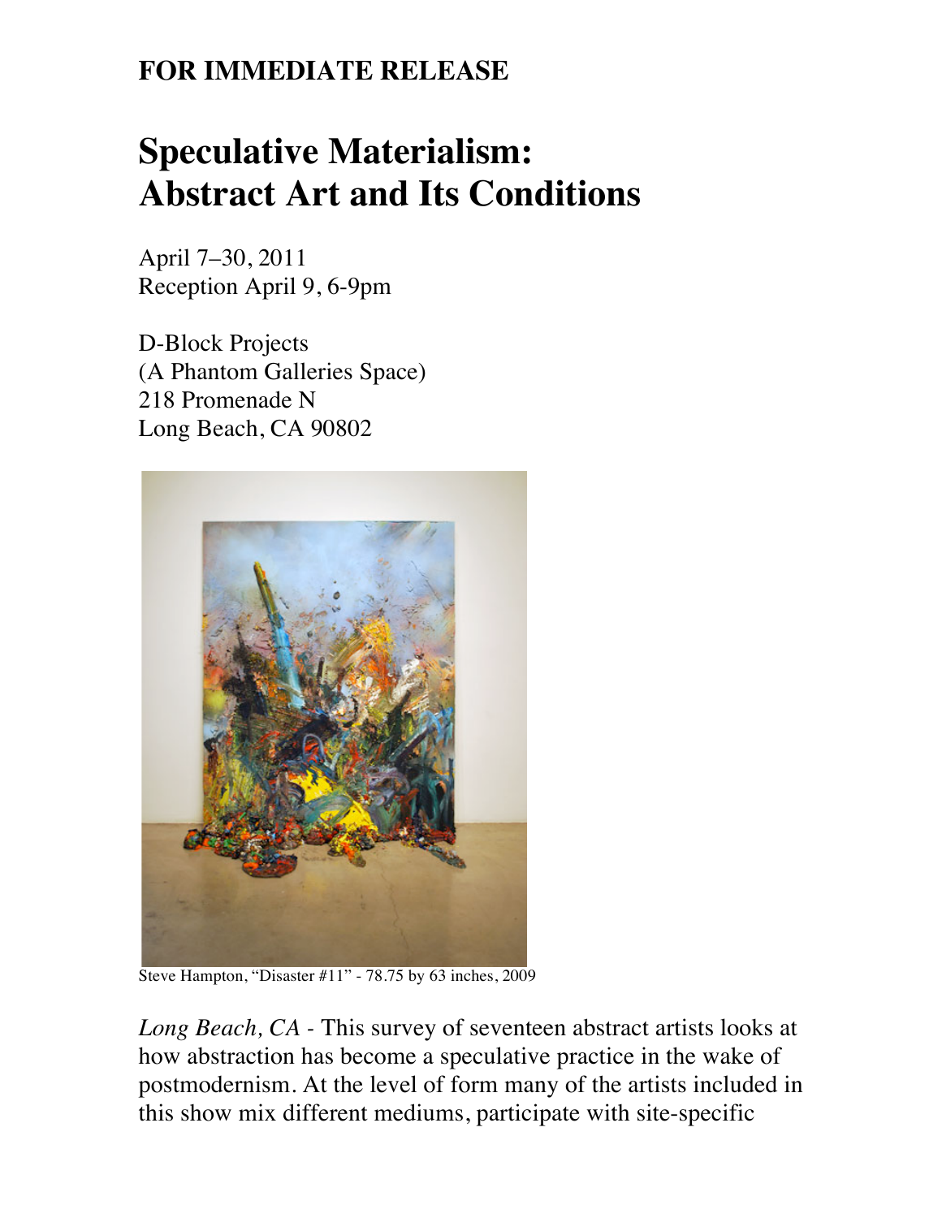**FOR IMMEDIATE RELEASE**

# Speculative Materialism: Abstract Art and Its Conditions

April 7–30, 2011
Reception April 9, 6-9pm

D-Block Projects
(A Phantom Galleries Space)
218 Promenade N
Long Beach, CA 90802

Steve Hampton, "Disaster #11" - 78.75 by 63 inches, 2009

*Long Beach, CA* - This survey of seventeen abstract artists looks at how abstraction has become a speculative practice in the wake of postmodernism. At the level of form many of the artists included in this show mix different mediums, participate with site-specific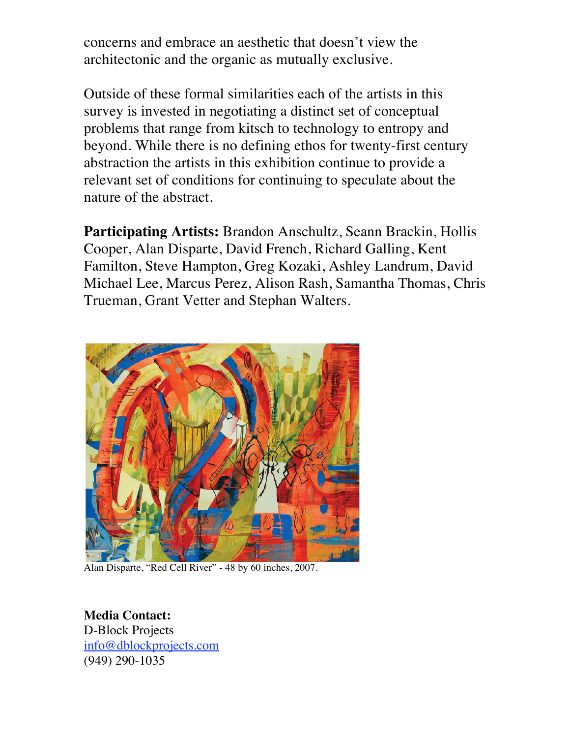concerns and embrace an aesthetic that doesn't view the architectonic and the organic as mutually exclusive.

Outside of these formal similarities each of the artists in this survey is invested in negotiating a distinct set of conceptual problems that range from kitsch to technology to entropy and beyond. While there is no defining ethos for twenty-first century abstraction the artists in this exhibition continue to provide a relevant set of conditions for continuing to speculate about the nature of the abstract.

**Participating Artists:** Brandon Anschultz, Seann Brackin, Hollis Cooper, Alan Disparte, David French, Richard Galling, Kent Familton, Steve Hampton, Greg Kozaki, Ashley Landrum, David Michael Lee, Marcus Perez, Alison Rash, Samantha Thomas, Chris Trueman, Grant Vetter and Stephan Walters.

Alan Disparte, "Red Cell River" - 48 by 60 inches, 2007.

**Media Contact:**
D-Block Projects
info@dblockprojects.com
(949) 290-1035